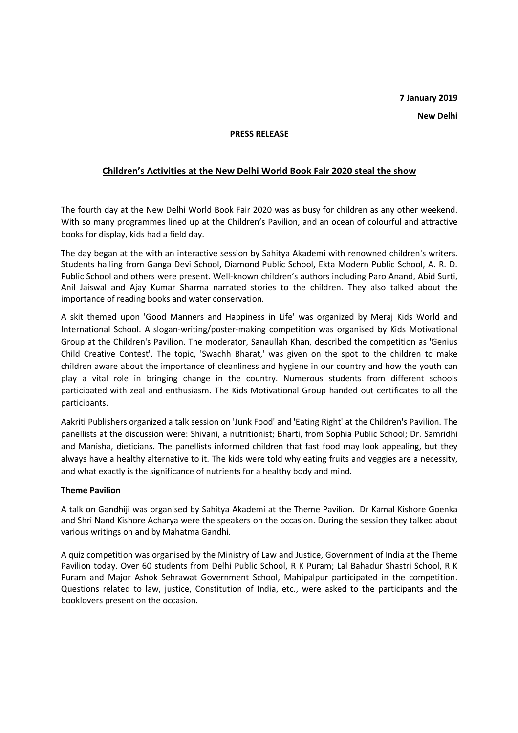**7 January 2019**

**New Delhi**

**PRESS RELEASE**

## Children's Activities at the New Delhi World Book Fair 2020 steal the show

The fourth day at the New Delhi World Book Fair 2020 was as busy for children as any other weekend. With so many programmes lined up at the Children's Pavilion, and an ocean of colourful and attractive books for display, kids had a field day.

The day began at the with an interactive session by Sahitya Akademi with renowned children's writers. Students hailing from Ganga Devi School, Diamond Public School, Ekta Modern Public School, A. R. D. Public School and others were present. Well-known children's authors including Paro Anand, Abid Surti, Anil Jaiswal and Ajay Kumar Sharma narrated stories to the children. They also talked about the importance of reading books and water conservation.

A skit themed upon 'Good Manners and Happiness in Life' was organized by Meraj Kids World and International School. A slogan-writing/poster-making competition was organised by Kids Motivational Group at the Children's Pavilion. The moderator, Sanaullah Khan, described the competition as 'Genius Child Creative Contest'. The topic, 'Swachh Bharat,' was given on the spot to the children to make children aware about the importance of cleanliness and hygiene in our country and how the youth can play a vital role in bringing change in the country. Numerous students from different schools participated with zeal and enthusiasm. The Kids Motivational Group handed out certificates to all the participants.

Aakriti Publishers organized a talk session on 'Junk Food' and 'Eating Right' at the Children's Pavilion. The panellists at the discussion were: Shivani, a nutritionist; Bharti, from Sophia Public School; Dr. Samridhi and Manisha, dieticians. The panellists informed children that fast food may look appealing, but they always have a healthy alternative to it. The kids were told why eating fruits and veggies are a necessity, and what exactly is the significance of nutrients for a healthy body and mind.

**Theme Pavilion**

A talk on Gandhiji was organised by Sahitya Akademi at the Theme Pavilion. Dr Kamal Kishore Goenka and Shri Nand Kishore Acharya were the speakers on the occasion. During the session they talked about various writings on and by Mahatma Gandhi.

A quiz competition was organised by the Ministry of Law and Justice, Government of India at the Theme Pavilion today. Over 60 students from Delhi Public School, R K Puram; Lal Bahadur Shastri School, R K Puram and Major Ashok Sehrawat Government School, Mahipalpur participated in the competition. Questions related to law, justice, Constitution of India, etc., were asked to the participants and the booklovers present on the occasion.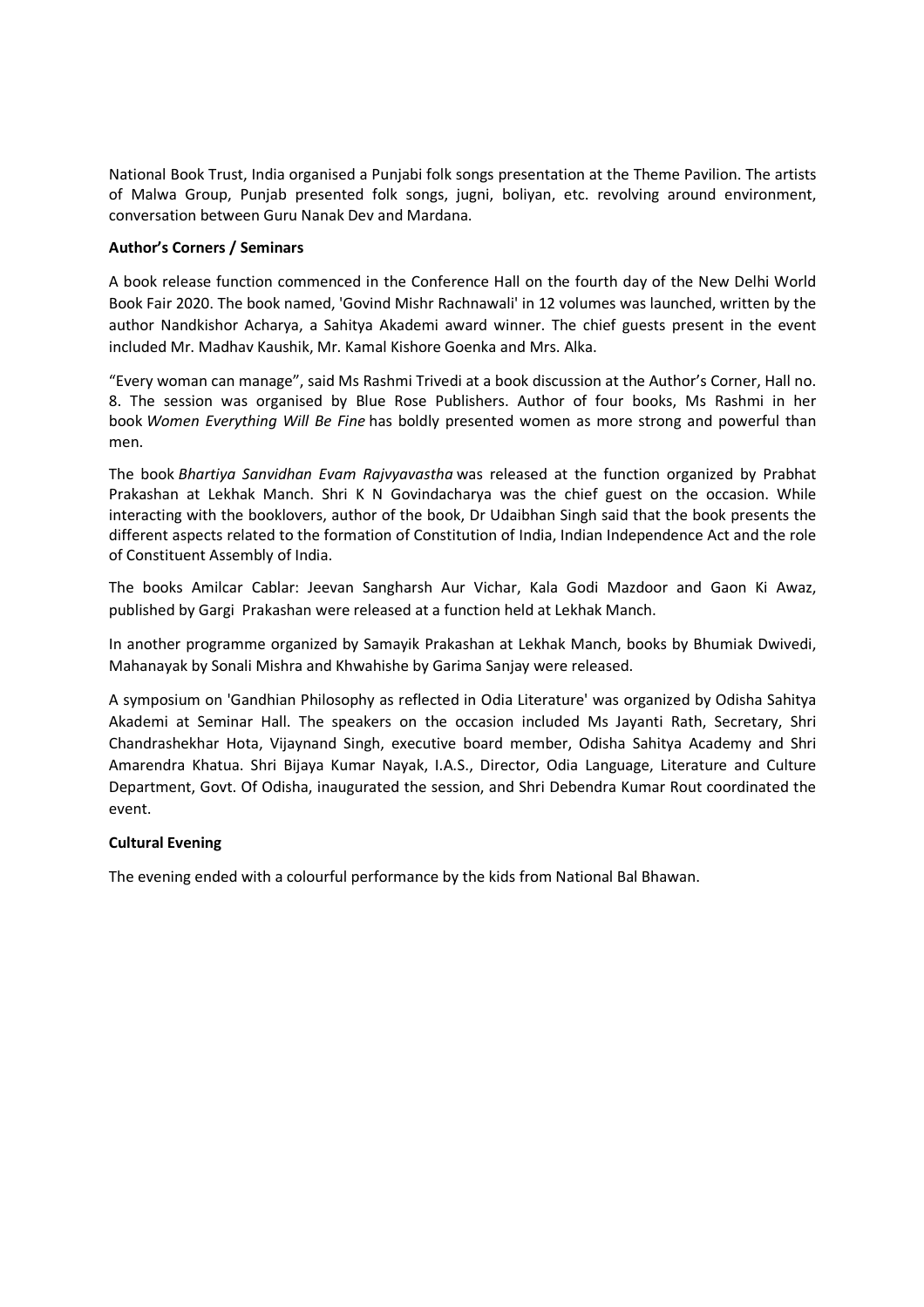National Book Trust, India organised a Punjabi folk songs presentation at the Theme Pavilion. The artists of Malwa Group, Punjab presented folk songs, jugni, boliyan, etc. revolving around environment, conversation between Guru Nanak Dev and Mardana.

**Author's Corners / Seminars**

A book release function commenced in the Conference Hall on the fourth day of the New Delhi World Book Fair 2020. The book named, 'Govind Mishr Rachnawali' in 12 volumes was launched, written by the author Nandkishor Acharya, a Sahitya Akademi award winner. The chief guests present in the event included Mr. Madhav Kaushik, Mr. Kamal Kishore Goenka and Mrs. Alka.

"Every woman can manage", said Ms Rashmi Trivedi at a book discussion at the Author's Corner, Hall no. 8. The session was organised by Blue Rose Publishers. Author of four books, Ms Rashmi in her book *Women Everything Will Be Fine* has boldly presented women as more strong and powerful than men.

The book *Bhartiya Sanvidhan Evam Rajvyavastha* was released at the function organized by Prabhat Prakashan at Lekhak Manch. Shri K N Govindacharya was the chief guest on the occasion. While interacting with the booklovers, author of the book, Dr Udaibhan Singh said that the book presents the different aspects related to the formation of Constitution of India, Indian Independence Act and the role of Constituent Assembly of India.

The books Amilcar Cablar: Jeevan Sangharsh Aur Vichar, Kala Godi Mazdoor and Gaon Ki Awaz, published by Gargi Prakashan were released at a function held at Lekhak Manch.

In another programme organized by Samayik Prakashan at Lekhak Manch, books by Bhumiak Dwivedi, Mahanayak by Sonali Mishra and Khwahishe by Garima Sanjay were released.

A symposium on 'Gandhian Philosophy as reflected in Odia Literature' was organized by Odisha Sahitya Akademi at Seminar Hall. The speakers on the occasion included Ms Jayanti Rath, Secretary, Shri Chandrashekhar Hota, Vijaynand Singh, executive board member, Odisha Sahitya Academy and Shri Amarendra Khatua. Shri Bijaya Kumar Nayak, I.A.S., Director, Odia Language, Literature and Culture Department, Govt. Of Odisha, inaugurated the session, and Shri Debendra Kumar Rout coordinated the event.

**Cultural Evening**

The evening ended with a colourful performance by the kids from National Bal Bhawan.